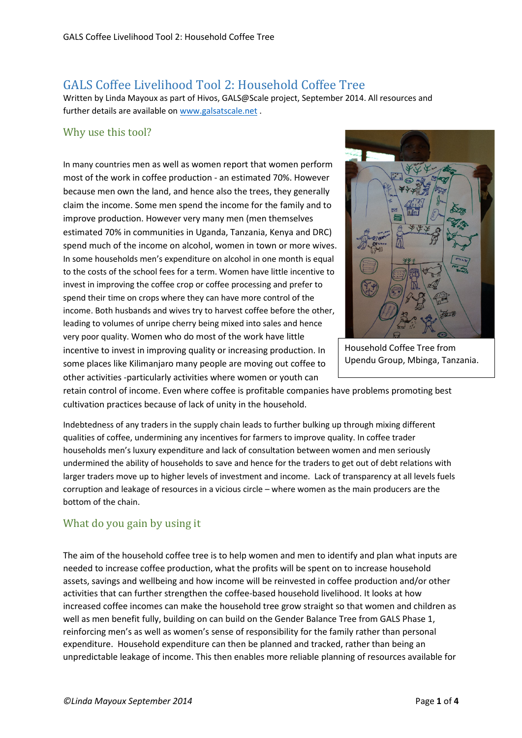# GALS Coffee Livelihood Tool 2: Household Coffee Tree

Written by Linda Mayoux as part of Hivos, GALS@Scale project, September 2014. All resources and further details are available on www.galsatscale.net .

## Why use this tool?

In many countries men as well as women report that women perform most of the work in coffee production - an estimated 70%. However because men own the land, and hence also the trees, they generally claim the income. Some men spend the income for the family and to improve production. However very many men (men themselves estimated 70% in communities in Uganda, Tanzania, Kenya and DRC) spend much of the income on alcohol, women in town or more wives. In some households men's expenditure on alcohol in one month is equal to the costs of the school fees for a term. Women have little incentive to invest in improving the coffee crop or coffee processing and prefer to spend their time on crops where they can have more control of the income. Both husbands and wives try to harvest coffee before the other, leading to volumes of unripe cherry being mixed into sales and hence very poor quality. Women who do most of the work have little incentive to invest in improving quality or increasing production. In some places like Kilimanjaro many people are moving out coffee to other activities -particularly activities where women or youth can retain control of income. Even where coffee is profitable companies have problems promoting best cultivation practices because of lack of unity in the household.

Household Coffee Tree from Upendu Group, Mbinga, Tanzania.

Indebtedness of any traders in the supply chain leads to further bulking up through mixing different qualities of coffee, undermining any incentives for farmers to improve quality. In coffee trader households men's luxury expenditure and lack of consultation between women and men seriously undermined the ability of households to save and hence for the traders to get out of debt relations with larger traders move up to higher levels of investment and income. Lack of transparency at all levels fuels corruption and leakage of resources in a vicious circle – where women as the main producers are the bottom of the chain.

## What do you gain by using it

The aim of the household coffee tree is to help women and men to identify and plan what inputs are needed to increase coffee production, what the profits will be spent on to increase household assets, savings and wellbeing and how income will be reinvested in coffee production and/or other activities that can further strengthen the coffee-based household livelihood. It looks at how increased coffee incomes can make the household tree grow straight so that women and children as well as men benefit fully, building on can build on the Gender Balance Tree from GALS Phase 1, reinforcing men's as well as women's sense of responsibility for the family rather than personal expenditure. Household expenditure can then be planned and tracked, rather than being an unpredictable leakage of income. This then enables more reliable planning of resources available for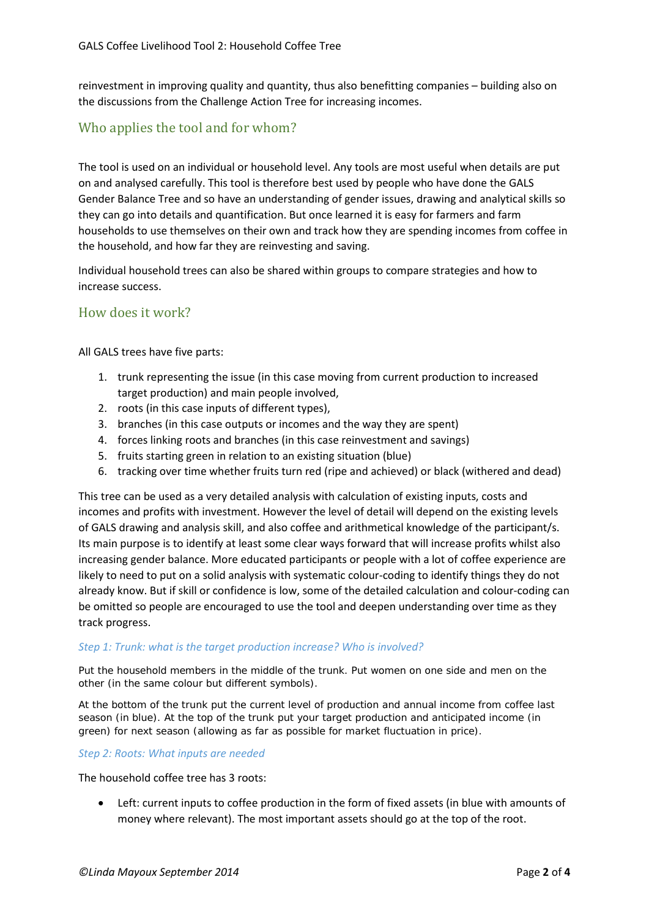reinvestment in improving quality and quantity, thus also benefitting companies – building also on the discussions from the Challenge Action Tree for increasing incomes.

## Who applies the tool and for whom?

The tool is used on an individual or household level. Any tools are most useful when details are put on and analysed carefully. This tool is therefore best used by people who have done the GALS Gender Balance Tree and so have an understanding of gender issues, drawing and analytical skills so they can go into details and quantification. But once learned it is easy for farmers and farm households to use themselves on their own and track how they are spending incomes from coffee in the household, and how far they are reinvesting and saving.

Individual household trees can also be shared within groups to compare strategies and how to increase success.

## How does it work?

All GALS trees have five parts:

1. trunk representing the issue (in this case moving from current production to increased target production) and main people involved,
2. roots (in this case inputs of different types),
3. branches (in this case outputs or incomes and the way they are spent)
4. forces linking roots and branches (in this case reinvestment and savings)
5. fruits starting green in relation to an existing situation (blue)
6. tracking over time whether fruits turn red (ripe and achieved) or black (withered and dead)

This tree can be used as a very detailed analysis with calculation of existing inputs, costs and incomes and profits with investment. However the level of detail will depend on the existing levels of GALS drawing and analysis skill, and also coffee and arithmetical knowledge of the participant/s. Its main purpose is to identify at least some clear ways forward that will increase profits whilst also increasing gender balance. More educated participants or people with a lot of coffee experience are likely to need to put on a solid analysis with systematic colour-coding to identify things they do not already know. But if skill or confidence is low, some of the detailed calculation and colour-coding can be omitted so people are encouraged to use the tool and deepen understanding over time as they track progress.

### *Step 1: Trunk: what is the target production increase? Who is involved?*

Put the household members in the middle of the trunk. Put women on one side and men on the other (in the same colour but different symbols).

At the bottom of the trunk put the current level of production and annual income from coffee last season (in blue). At the top of the trunk put your target production and anticipated income (in green) for next season (allowing as far as possible for market fluctuation in price).

### *Step 2: Roots: What inputs are needed*

The household coffee tree has 3 roots:

- Left: current inputs to coffee production in the form of fixed assets (in blue with amounts of money where relevant). The most important assets should go at the top of the root.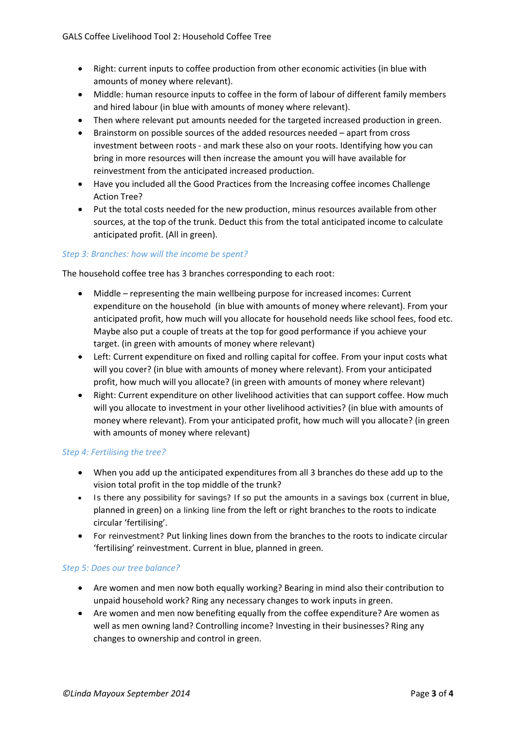- Right: current inputs to coffee production from other economic activities (in blue with amounts of money where relevant).
- Middle: human resource inputs to coffee in the form of labour of different family members and hired labour (in blue with amounts of money where relevant).
- Then where relevant put amounts needed for the targeted increased production in green.
- Brainstorm on possible sources of the added resources needed – apart from cross investment between roots - and mark these also on your roots. Identifying how you can bring in more resources will then increase the amount you will have available for reinvestment from the anticipated increased production.
- Have you included all the Good Practices from the Increasing coffee incomes Challenge Action Tree?
- Put the total costs needed for the new production, minus resources available from other sources, at the top of the trunk. Deduct this from the total anticipated income to calculate anticipated profit. (All in green).

### *Step 3: Branches: how will the income be spent?*

The household coffee tree has 3 branches corresponding to each root:

- Middle – representing the main wellbeing purpose for increased incomes: Current expenditure on the household (in blue with amounts of money where relevant). From your anticipated profit, how much will you allocate for household needs like school fees, food etc. Maybe also put a couple of treats at the top for good performance if you achieve your target. (in green with amounts of money where relevant)
- Left: Current expenditure on fixed and rolling capital for coffee. From your input costs what will you cover? (in blue with amounts of money where relevant). From your anticipated profit, how much will you allocate? (in green with amounts of money where relevant)
- Right: Current expenditure on other livelihood activities that can support coffee. How much will you allocate to investment in your other livelihood activities? (in blue with amounts of money where relevant). From your anticipated profit, how much will you allocate? (in green with amounts of money where relevant)

### *Step 4: Fertilising the tree?*

- When you add up the anticipated expenditures from all 3 branches do these add up to the vision total profit in the top middle of the trunk?
- Is there any possibility for savings? If so put the amounts in a savings box (current in blue, planned in green) on a linking line from the left or right branches to the roots to indicate circular 'fertilising'.
- For reinvestment? Put linking lines down from the branches to the roots to indicate circular 'fertilising' reinvestment. Current in blue, planned in green.

### *Step 5: Does our tree balance?*

- Are women and men now both equally working? Bearing in mind also their contribution to unpaid household work? Ring any necessary changes to work inputs in green.
- Are women and men now benefiting equally from the coffee expenditure? Are women as well as men owning land? Controlling income? Investing in their businesses? Ring any changes to ownership and control in green.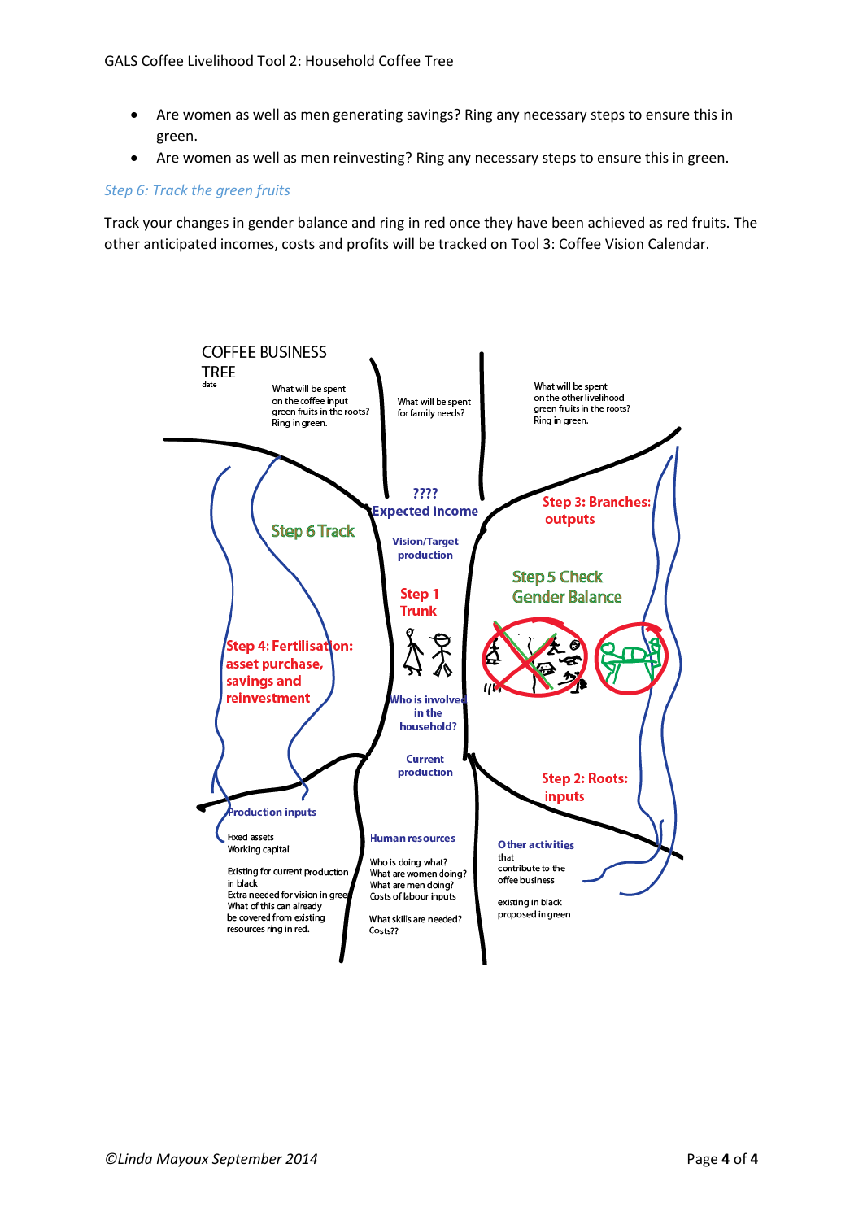- Are women as well as men generating savings? Ring any necessary steps to ensure this in green.
- Are women as well as men reinvesting? Ring any necessary steps to ensure this in green.

### *Step 6: Track the green fruits*

Track your changes in gender balance and ring in red once they have been achieved as red fruits. The other anticipated incomes, costs and profits will be tracked on Tool 3: Coffee Vision Calendar.

COFFEE BUSINESS TREE
date

What will be spent on the coffee input green fruits in the roots? Ring in green.

What will be spent for family needs?

What will be spent on the other livelihood green fruits in the roots? Ring in green.

????
Expected income

Vision/Target production

Step 6 Track

Step 3: Branches: outputs

Step 5 Check Gender Balance

Step 1 Trunk

Step 4: Fertilisation: asset purchase, savings and reinvestment

Who is involved in the household?

Current production

Step 2: Roots: inputs

Production inputs

Fixed assets
Working capital

Existing for current production in black
Extra needed for vision in green
What of this can already be covered from existing resources ring in red.

Human resources

Who is doing what?
What are women doing?
What are men doing?
Costs of labour inputs

What skills are needed?
Costs??

Other activities that contribute to the coffee business

existing in black
proposed in green